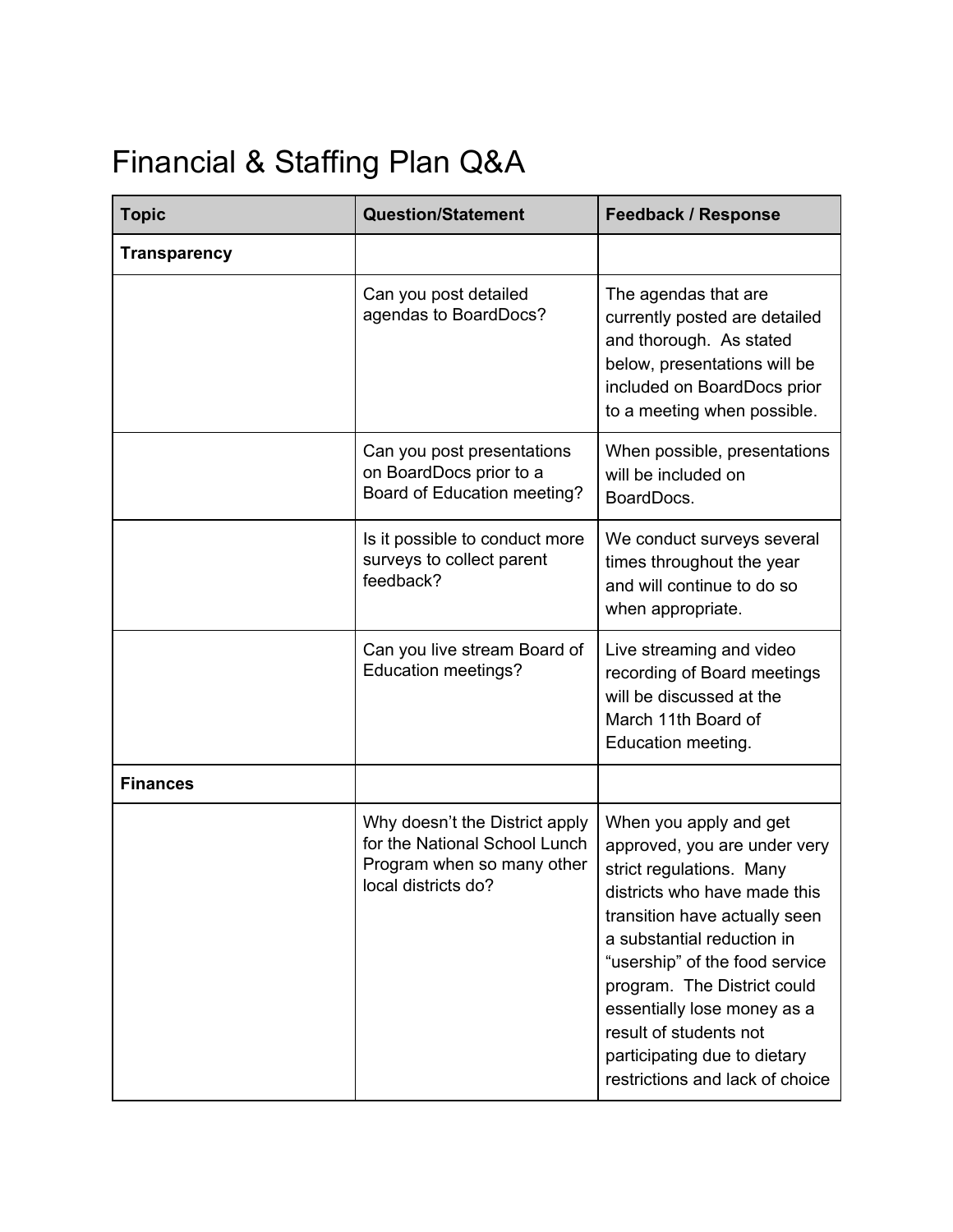# Financial & Staffing Plan Q&A

| Topic | Question/Statement | Feedback / Response |
|---|---|---|
| **Transparency** | | |
| | Can you post detailed agendas to BoardDocs? | The agendas that are currently posted are detailed and thorough. As stated below, presentations will be included on BoardDocs prior to a meeting when possible. |
| | Can you post presentations on BoardDocs prior to a Board of Education meeting? | When possible, presentations will be included on BoardDocs. |
| | Is it possible to conduct more surveys to collect parent feedback? | We conduct surveys several times throughout the year and will continue to do so when appropriate. |
| | Can you live stream Board of Education meetings? | Live streaming and video recording of Board meetings will be discussed at the March 11th Board of Education meeting. |
| **Finances** | | |
| | Why doesn't the District apply for the National School Lunch Program when so many other local districts do? | When you apply and get approved, you are under very strict regulations. Many districts who have made this transition have actually seen a substantial reduction in "usership" of the food service program. The District could essentially lose money as a result of students not participating due to dietary restrictions and lack of choice |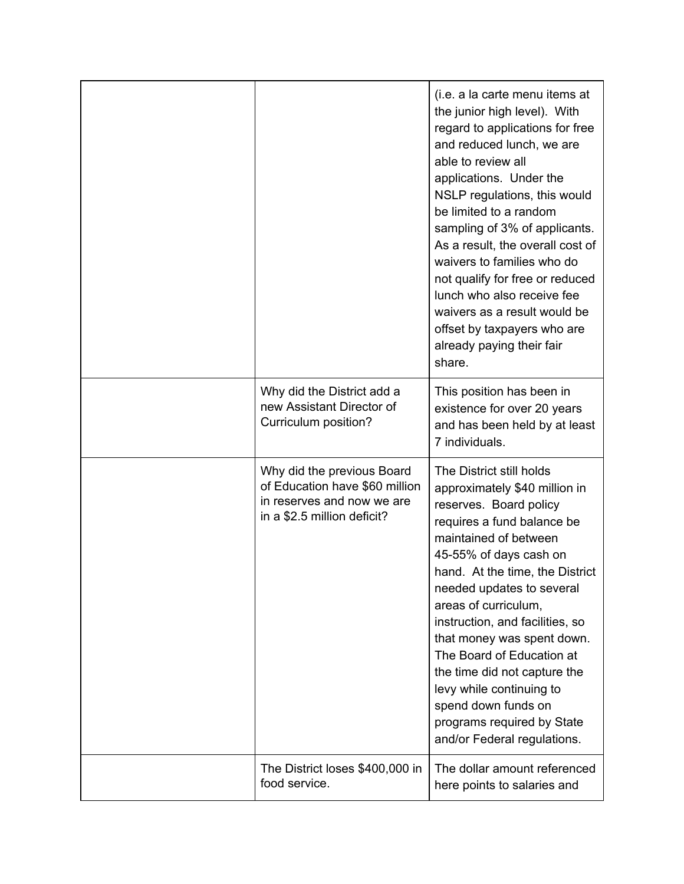| | | |
|---|---|---|
| | | (i.e. a la carte menu items at the junior high level). With regard to applications for free and reduced lunch, we are able to review all applications. Under the NSLP regulations, this would be limited to a random sampling of 3% of applicants. As a result, the overall cost of waivers to families who do not qualify for free or reduced lunch who also receive fee waivers as a result would be offset by taxpayers who are already paying their fair share. |
| | Why did the District add a new Assistant Director of Curriculum position? | This position has been in existence for over 20 years and has been held by at least 7 individuals. |
| | Why did the previous Board of Education have $60 million in reserves and now we are in a $2.5 million deficit? | The District still holds approximately $40 million in reserves. Board policy requires a fund balance be maintained of between 45-55% of days cash on hand. At the time, the District needed updates to several areas of curriculum, instruction, and facilities, so that money was spent down. The Board of Education at the time did not capture the levy while continuing to spend down funds on programs required by State and/or Federal regulations. |
| | The District loses $400,000 in food service. | The dollar amount referenced here points to salaries and |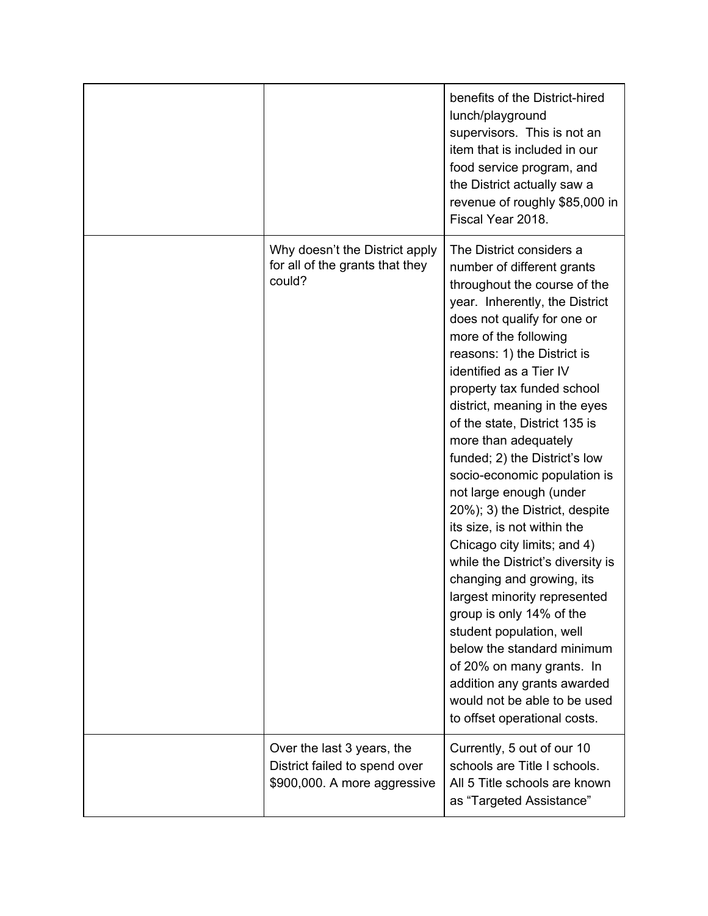| | | |
|---|---|---|
| | | benefits of the District-hired lunch/playground supervisors. This is not an item that is included in our food service program, and the District actually saw a revenue of roughly $85,000 in Fiscal Year 2018. |
| | Why doesn't the District apply for all of the grants that they could? | The District considers a number of different grants throughout the course of the year. Inherently, the District does not qualify for one or more of the following reasons: 1) the District is identified as a Tier IV property tax funded school district, meaning in the eyes of the state, District 135 is more than adequately funded; 2) the District's low socio-economic population is not large enough (under 20%); 3) the District, despite its size, is not within the Chicago city limits; and 4) while the District's diversity is changing and growing, its largest minority represented group is only 14% of the student population, well below the standard minimum of 20% on many grants. In addition any grants awarded would not be able to be used to offset operational costs. |
| | Over the last 3 years, the District failed to spend over $900,000. A more aggressive | Currently, 5 out of our 10 schools are Title I schools. All 5 Title schools are known as "Targeted Assistance" |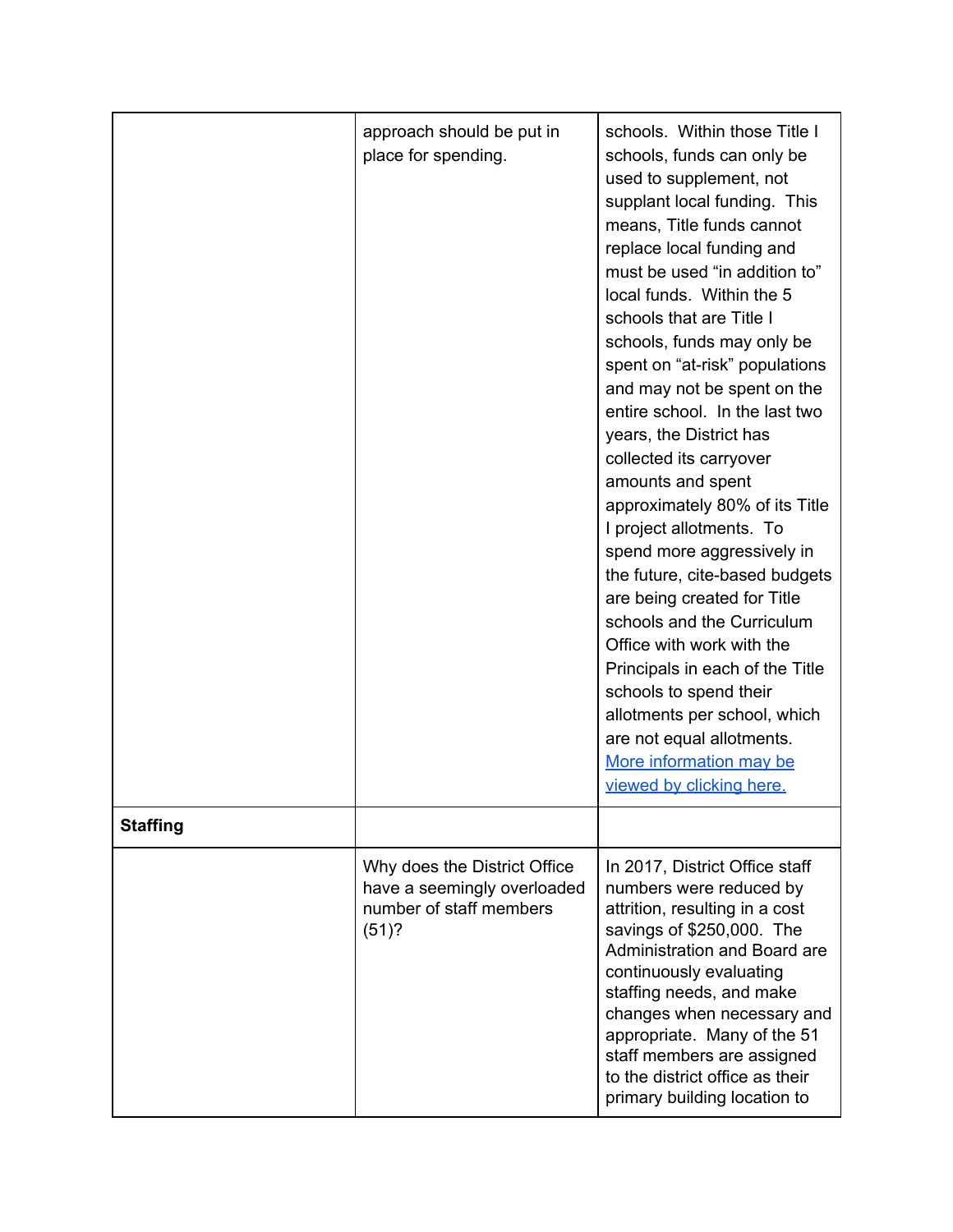|  |  |  |
|---|---|---|
|  | approach should be put in place for spending. | schools. Within those Title I schools, funds can only be used to supplement, not supplant local funding. This means, Title funds cannot replace local funding and must be used "in addition to" local funds. Within the 5 schools that are Title I schools, funds may only be spent on "at-risk" populations and may not be spent on the entire school. In the last two years, the District has collected its carryover amounts and spent approximately 80% of its Title I project allotments. To spend more aggressively in the future, cite-based budgets are being created for Title schools and the Curriculum Office with work with the Principals in each of the Title schools to spend their allotments per school, which are not equal allotments. [More information may be viewed by clicking here.]() |
| **Staffing** |  |  |
|  | Why does the District Office have a seemingly overloaded number of staff members (51)? | In 2017, District Office staff numbers were reduced by attrition, resulting in a cost savings of $250,000. The Administration and Board are continuously evaluating staffing needs, and make changes when necessary and appropriate. Many of the 51 staff members are assigned to the district office as their primary building location to |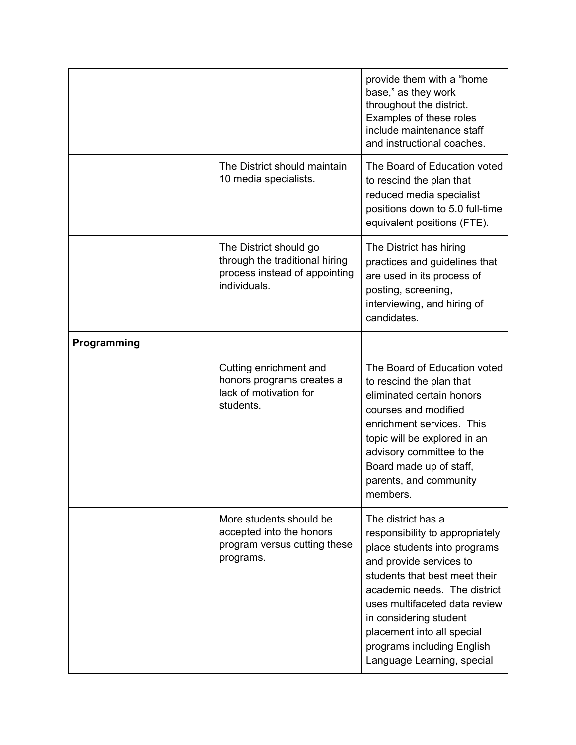| | | |
|---|---|---|
| | | provide them with a “home base,” as they work throughout the district. Examples of these roles include maintenance staff and instructional coaches. |
| | The District should maintain 10 media specialists. | The Board of Education voted to rescind the plan that reduced media specialist positions down to 5.0 full-time equivalent positions (FTE). |
| | The District should go through the traditional hiring process instead of appointing individuals. | The District has hiring practices and guidelines that are used in its process of posting, screening, interviewing, and hiring of candidates. |
| **Programming** | | |
| | Cutting enrichment and honors programs creates a lack of motivation for students. | The Board of Education voted to rescind the plan that eliminated certain honors courses and modified enrichment services. This topic will be explored in an advisory committee to the Board made up of staff, parents, and community members. |
| | More students should be accepted into the honors program versus cutting these programs. | The district has a responsibility to appropriately place students into programs and provide services to students that best meet their academic needs. The district uses multifaceted data review in considering student placement into all special programs including English Language Learning, special |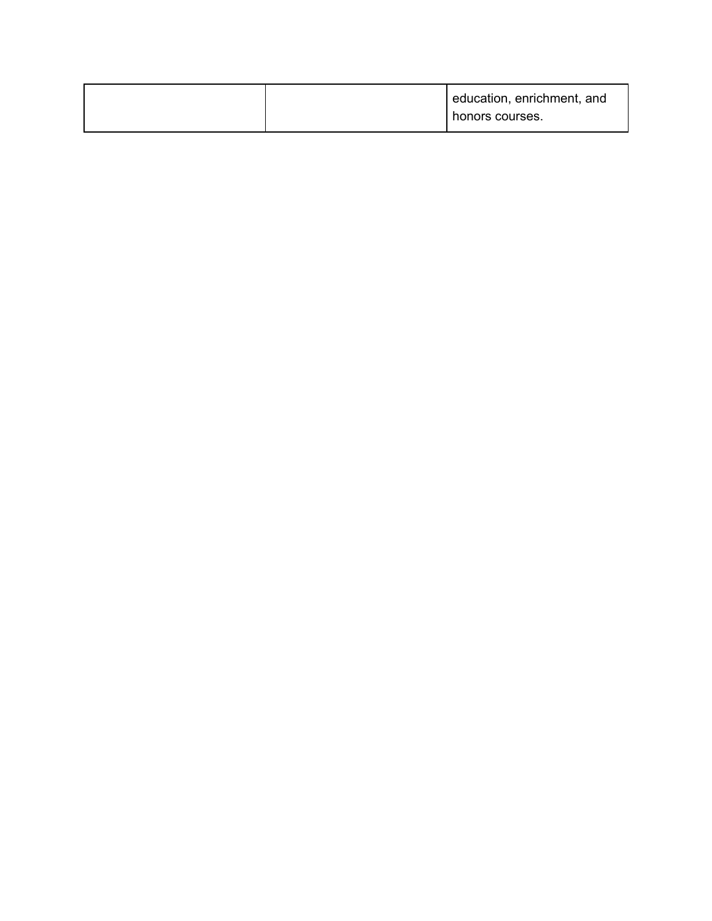| | | |
|---|---|---|
| | | education, enrichment, and honors courses. |